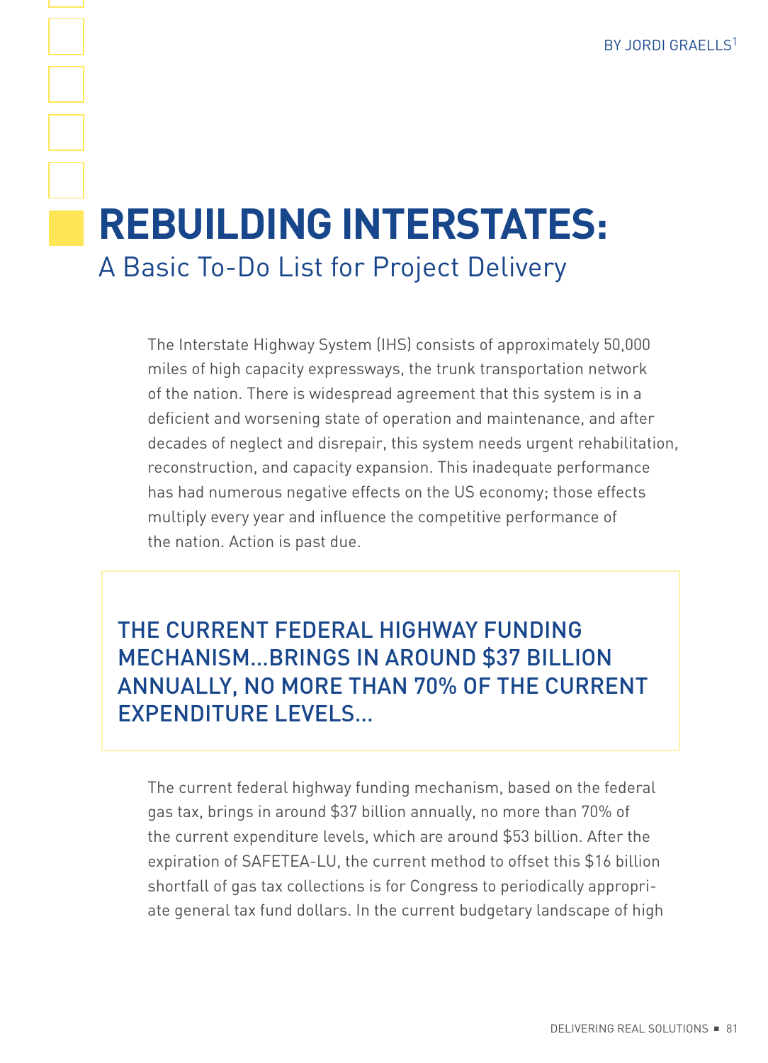BY JORDI GRAELLS[1]

# REBUILDING INTERSTATES:

## A Basic To-Do List for Project Delivery

The Interstate Highway System (IHS) consists of approximately 50,000 miles of high capacity expressways, the trunk transportation network of the nation. There is widespread agreement that this system is in a deficient and worsening state of operation and maintenance, and after decades of neglect and disrepair, this system needs urgent rehabilitation, reconstruction, and capacity expansion. This inadequate performance has had numerous negative effects on the US economy; those effects multiply every year and influence the competitive performance of the nation. Action is past due.

> THE CURRENT FEDERAL HIGHWAY FUNDING MECHANISM...BRINGS IN AROUND $37 BILLION ANNUALLY, NO MORE THAN 70% OF THE CURRENT EXPENDITURE LEVELS...

The current federal highway funding mechanism, based on the federal gas tax, brings in around $37 billion annually, no more than 70% of the current expenditure levels, which are around $53 billion. After the expiration of SAFETEA-LU, the current method to offset this $16 billion shortfall of gas tax collections is for Congress to periodically appropriate general tax fund dollars. In the current budgetary landscape of high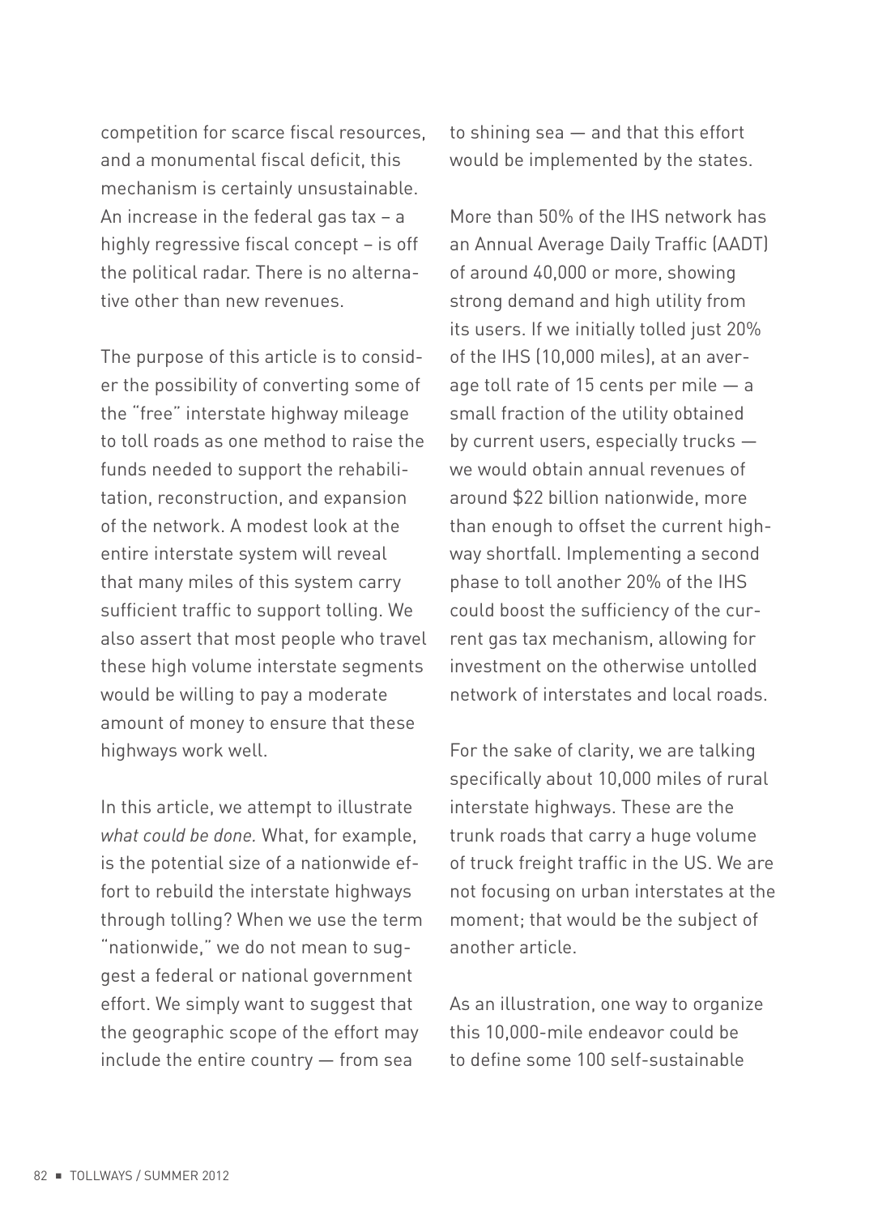competition for scarce fiscal resources, and a monumental fiscal deficit, this mechanism is certainly unsustainable. An increase in the federal gas tax – a highly regressive fiscal concept – is off the political radar. There is no alternative other than new revenues.

The purpose of this article is to consider the possibility of converting some of the "free" interstate highway mileage to toll roads as one method to raise the funds needed to support the rehabilitation, reconstruction, and expansion of the network. A modest look at the entire interstate system will reveal that many miles of this system carry sufficient traffic to support tolling. We also assert that most people who travel these high volume interstate segments would be willing to pay a moderate amount of money to ensure that these highways work well.

In this article, we attempt to illustrate *what could be done.* What, for example, is the potential size of a nationwide effort to rebuild the interstate highways through tolling? When we use the term "nationwide," we do not mean to suggest a federal or national government effort. We simply want to suggest that the geographic scope of the effort may include the entire country — from sea to shining sea — and that this effort would be implemented by the states.

More than 50% of the IHS network has an Annual Average Daily Traffic (AADT) of around 40,000 or more, showing strong demand and high utility from its users. If we initially tolled just 20% of the IHS (10,000 miles), at an average toll rate of 15 cents per mile — a small fraction of the utility obtained by current users, especially trucks — we would obtain annual revenues of around $22 billion nationwide, more than enough to offset the current highway shortfall. Implementing a second phase to toll another 20% of the IHS could boost the sufficiency of the current gas tax mechanism, allowing for investment on the otherwise untolled network of interstates and local roads.

For the sake of clarity, we are talking specifically about 10,000 miles of rural interstate highways. These are the trunk roads that carry a huge volume of truck freight traffic in the US. We are not focusing on urban interstates at the moment; that would be the subject of another article.

As an illustration, one way to organize this 10,000-mile endeavor could be to define some 100 self-sustainable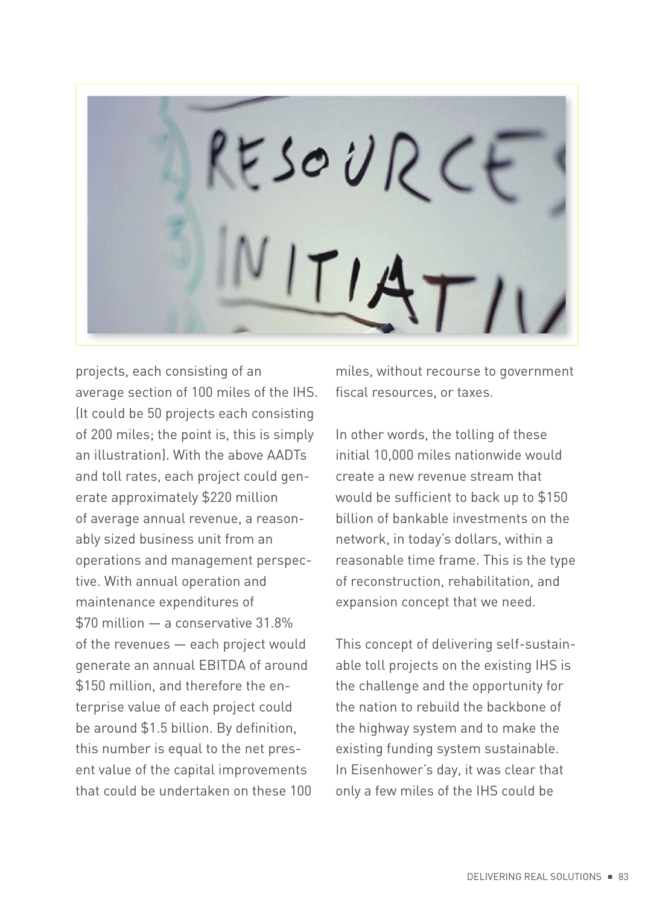projects, each consisting of an average section of 100 miles of the IHS. (It could be 50 projects each consisting of 200 miles; the point is, this is simply an illustration). With the above AADTs and toll rates, each project could generate approximately $220 million of average annual revenue, a reasonably sized business unit from an operations and management perspective. With annual operation and maintenance expenditures of $70 million — a conservative 31.8% of the revenues — each project would generate an annual EBITDA of around $150 million, and therefore the enterprise value of each project could be around $1.5 billion. By definition, this number is equal to the net present value of the capital improvements that could be undertaken on these 100 miles, without recourse to government fiscal resources, or taxes.

In other words, the tolling of these initial 10,000 miles nationwide would create a new revenue stream that would be sufficient to back up to $150 billion of bankable investments on the network, in today's dollars, within a reasonable time frame. This is the type of reconstruction, rehabilitation, and expansion concept that we need.

This concept of delivering self-sustainable toll projects on the existing IHS is the challenge and the opportunity for the nation to rebuild the backbone of the highway system and to make the existing funding system sustainable. In Eisenhower's day, it was clear that only a few miles of the IHS could be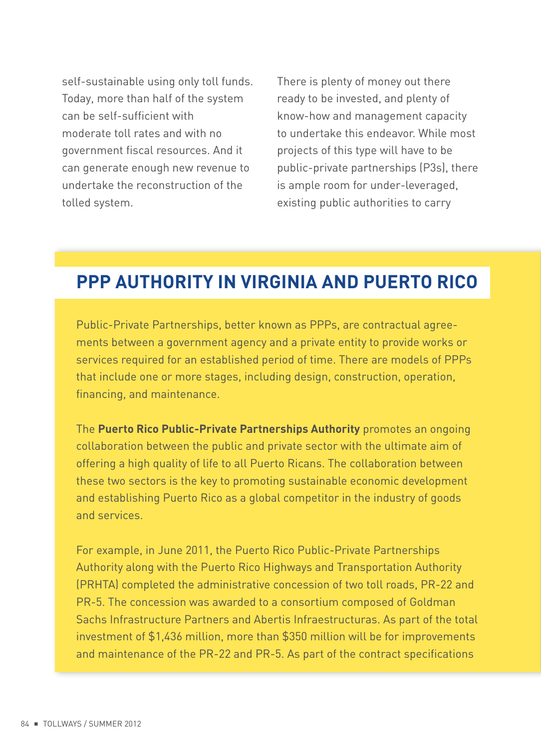self-sustainable using only toll funds. Today, more than half of the system can be self-sufficient with moderate toll rates and with no government fiscal resources. And it can generate enough new revenue to undertake the reconstruction of the tolled system.

There is plenty of money out there ready to be invested, and plenty of know-how and management capacity to undertake this endeavor. While most projects of this type will have to be public-private partnerships (P3s), there is ample room for under-leveraged, existing public authorities to carry

## PPP AUTHORITY IN VIRGINIA AND PUERTO RICO

Public-Private Partnerships, better known as PPPs, are contractual agreements between a government agency and a private entity to provide works or services required for an established period of time. There are models of PPPs that include one or more stages, including design, construction, operation, financing, and maintenance.

The **Puerto Rico Public-Private Partnerships Authority** promotes an ongoing collaboration between the public and private sector with the ultimate aim of offering a high quality of life to all Puerto Ricans. The collaboration between these two sectors is the key to promoting sustainable economic development and establishing Puerto Rico as a global competitor in the industry of goods and services.

For example, in June 2011, the Puerto Rico Public-Private Partnerships Authority along with the Puerto Rico Highways and Transportation Authority (PRHTA) completed the administrative concession of two toll roads, PR-22 and PR-5. The concession was awarded to a consortium composed of Goldman Sachs Infrastructure Partners and Abertis Infraestructuras. As part of the total investment of $1,436 million, more than $350 million will be for improvements and maintenance of the PR-22 and PR-5. As part of the contract specifications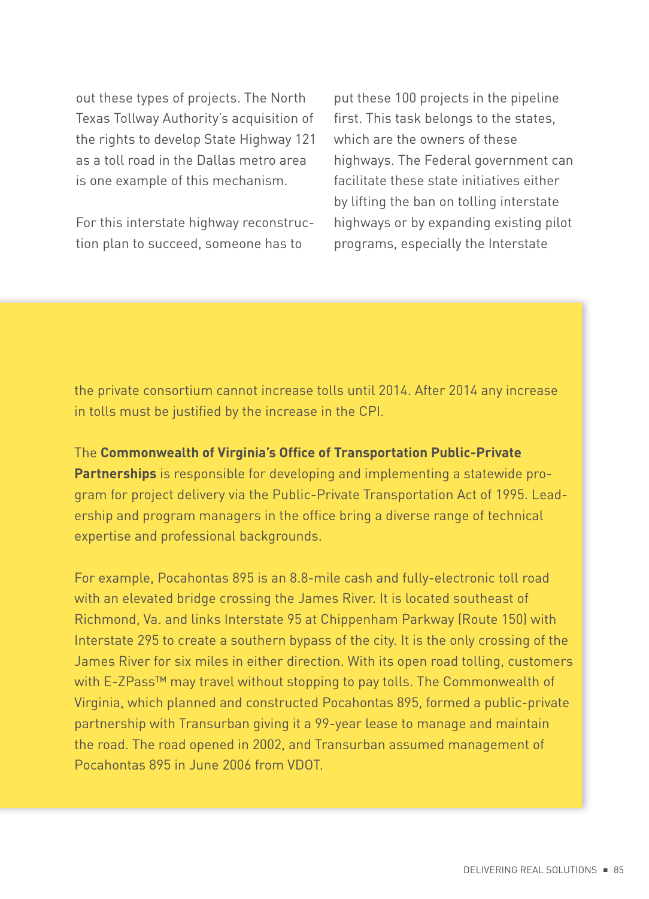out these types of projects. The North Texas Tollway Authority's acquisition of the rights to develop State Highway 121 as a toll road in the Dallas metro area is one example of this mechanism.

For this interstate highway reconstruction plan to succeed, someone has to put these 100 projects in the pipeline first. This task belongs to the states, which are the owners of these highways. The Federal government can facilitate these state initiatives either by lifting the ban on tolling interstate highways or by expanding existing pilot programs, especially the Interstate

the private consortium cannot increase tolls until 2014. After 2014 any increase in tolls must be justified by the increase in the CPI.

The **Commonwealth of Virginia's Office of Transportation Public-Private Partnerships** is responsible for developing and implementing a statewide program for project delivery via the Public-Private Transportation Act of 1995. Leadership and program managers in the office bring a diverse range of technical expertise and professional backgrounds.

For example, Pocahontas 895 is an 8.8-mile cash and fully-electronic toll road with an elevated bridge crossing the James River. It is located southeast of Richmond, Va. and links Interstate 95 at Chippenham Parkway (Route 150) with Interstate 295 to create a southern bypass of the city. It is the only crossing of the James River for six miles in either direction. With its open road tolling, customers with E-ZPass™ may travel without stopping to pay tolls. The Commonwealth of Virginia, which planned and constructed Pocahontas 895, formed a public-private partnership with Transurban giving it a 99-year lease to manage and maintain the road. The road opened in 2002, and Transurban assumed management of Pocahontas 895 in June 2006 from VDOT.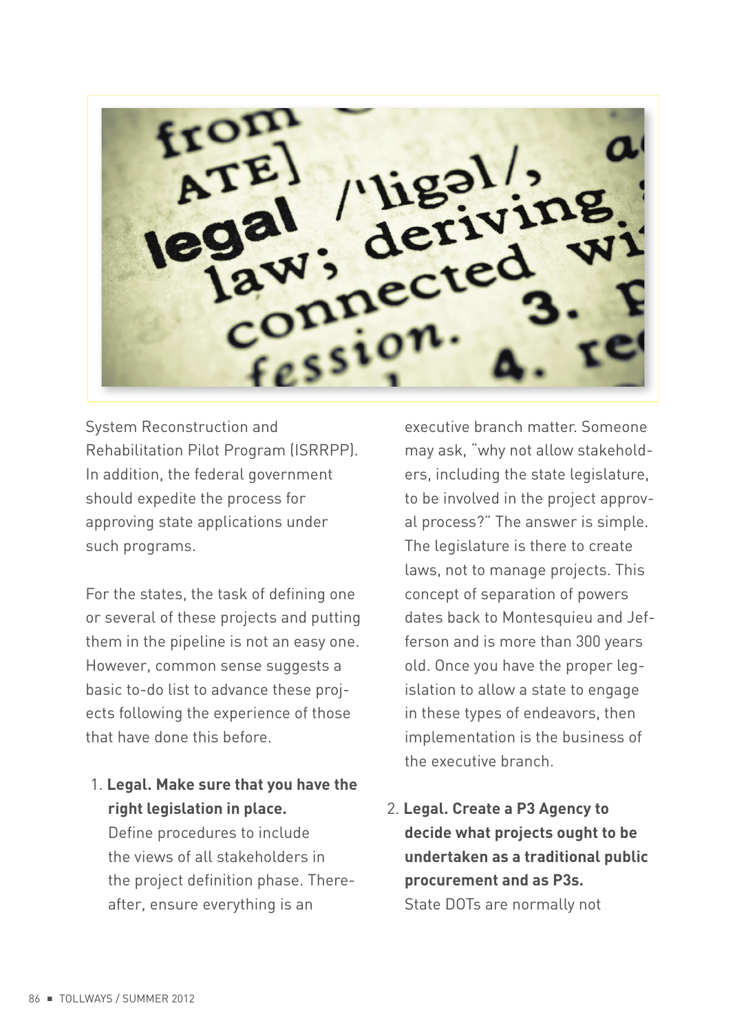System Reconstruction and Rehabilitation Pilot Program (ISRRPP). In addition, the federal government should expedite the process for approving state applications under such programs.

For the states, the task of defining one or several of these projects and putting them in the pipeline is not an easy one. However, common sense suggests a basic to-do list to advance these projects following the experience of those that have done this before.

1. **Legal. Make sure that you have the right legislation in place.**
   Define procedures to include the views of all stakeholders in the project definition phase. Thereafter, ensure everything is an executive branch matter. Someone may ask, "why not allow stakeholders, including the state legislature, to be involved in the project approval process?" The answer is simple. The legislature is there to create laws, not to manage projects. This concept of separation of powers dates back to Montesquieu and Jefferson and is more than 300 years old. Once you have the proper legislation to allow a state to engage in these types of endeavors, then implementation is the business of the executive branch.

2. **Legal. Create a P3 Agency to decide what projects ought to be undertaken as a traditional public procurement and as P3s.**
   State DOTs are normally not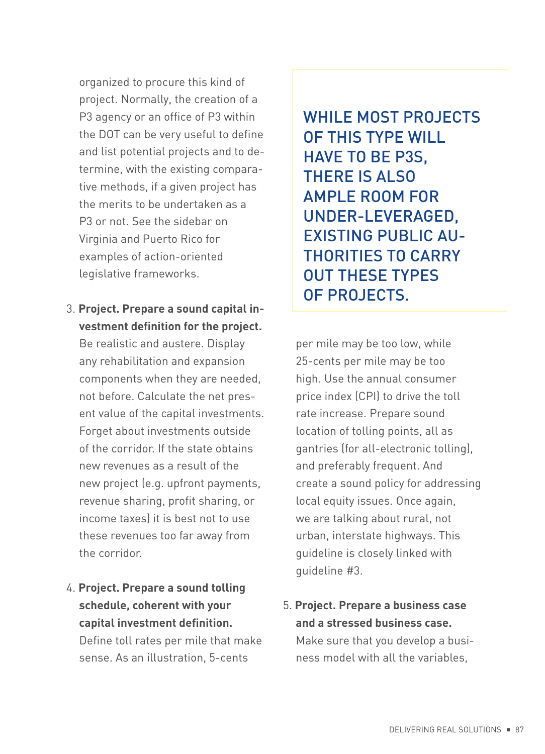organized to procure this kind of project. Normally, the creation of a P3 agency or an office of P3 within the DOT can be very useful to define and list potential projects and to determine, with the existing comparative methods, if a given project has the merits to be undertaken as a P3 or not. See the sidebar on Virginia and Puerto Rico for examples of action-oriented legislative frameworks.

3. **Project. Prepare a sound capital investment definition for the project.** Be realistic and austere. Display any rehabilitation and expansion components when they are needed, not before. Calculate the net present value of the capital investments. Forget about investments outside of the corridor. If the state obtains new revenues as a result of the new project (e.g. upfront payments, revenue sharing, profit sharing, or income taxes) it is best not to use these revenues too far away from the corridor.

4. **Project. Prepare a sound tolling schedule, coherent with your capital investment definition.** Define toll rates per mile that make sense. As an illustration, 5-cents per mile may be too low, while 25-cents per mile may be too high. Use the annual consumer price index (CPI) to drive the toll rate increase. Prepare sound location of tolling points, all as gantries (for all-electronic tolling), and preferably frequent. And create a sound policy for addressing local equity issues. Once again, we are talking about rural, not urban, interstate highways. This guideline is closely linked with guideline #3.

5. **Project. Prepare a business case and a stressed business case.** Make sure that you develop a business model with all the variables,

> WHILE MOST PROJECTS OF THIS TYPE WILL HAVE TO BE P3S, THERE IS ALSO AMPLE ROOM FOR UNDER-LEVERAGED, EXISTING PUBLIC AUTHORITIES TO CARRY OUT THESE TYPES OF PROJECTS.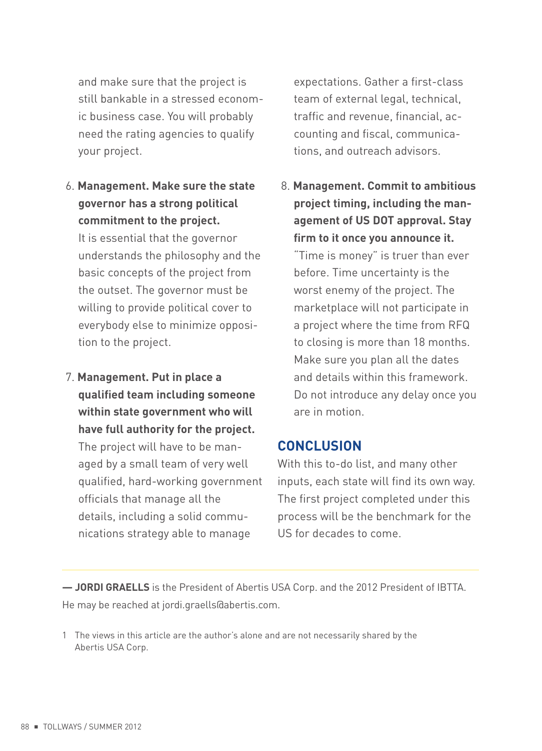and make sure that the project is still bankable in a stressed economic business case. You will probably need the rating agencies to qualify your project.

6. **Management. Make sure the state governor has a strong political commitment to the project.** It is essential that the governor understands the philosophy and the basic concepts of the project from the outset. The governor must be willing to provide political cover to everybody else to minimize opposition to the project.

7. **Management. Put in place a qualified team including someone within state government who will have full authority for the project.** The project will have to be managed by a small team of very well qualified, hard-working government officials that manage all the details, including a solid communications strategy able to manage expectations. Gather a first-class team of external legal, technical, traffic and revenue, financial, accounting and fiscal, communications, and outreach advisors.

8. **Management. Commit to ambitious project timing, including the management of US DOT approval. Stay firm to it once you announce it.** "Time is money" is truer than ever before. Time uncertainty is the worst enemy of the project. The marketplace will not participate in a project where the time from RFQ to closing is more than 18 months. Make sure you plan all the dates and details within this framework. Do not introduce any delay once you are in motion.

## CONCLUSION

With this to-do list, and many other inputs, each state will find its own way. The first project completed under this process will be the benchmark for the US for decades to come.

---

**— JORDI GRAELLS** is the President of Abertis USA Corp. and the 2012 President of IBTTA. He may be reached at jordi.graells@abertis.com.

1 The views in this article are the author's alone and are not necessarily shared by the Abertis USA Corp.